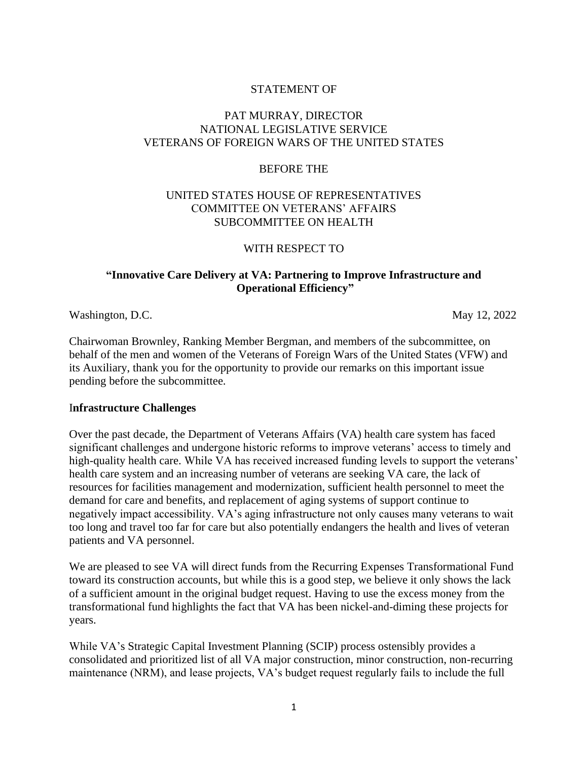STATEMENT OF

PAT MURRAY, DIRECTOR
NATIONAL LEGISLATIVE SERVICE
VETERANS OF FOREIGN WARS OF THE UNITED STATES

BEFORE THE

UNITED STATES HOUSE OF REPRESENTATIVES
COMMITTEE ON VETERANS' AFFAIRS
SUBCOMMITTEE ON HEALTH

WITH RESPECT TO

**"Innovative Care Delivery at VA: Partnering to Improve Infrastructure and Operational Efficiency"**

Washington, D.C. May 12, 2022

Chairwoman Brownley, Ranking Member Bergman, and members of the subcommittee, on behalf of the men and women of the Veterans of Foreign Wars of the United States (VFW) and its Auxiliary, thank you for the opportunity to provide our remarks on this important issue pending before the subcommittee.

**Infrastructure Challenges**

Over the past decade, the Department of Veterans Affairs (VA) health care system has faced significant challenges and undergone historic reforms to improve veterans' access to timely and high-quality health care. While VA has received increased funding levels to support the veterans' health care system and an increasing number of veterans are seeking VA care, the lack of resources for facilities management and modernization, sufficient health personnel to meet the demand for care and benefits, and replacement of aging systems of support continue to negatively impact accessibility. VA's aging infrastructure not only causes many veterans to wait too long and travel too far for care but also potentially endangers the health and lives of veteran patients and VA personnel.

We are pleased to see VA will direct funds from the Recurring Expenses Transformational Fund toward its construction accounts, but while this is a good step, we believe it only shows the lack of a sufficient amount in the original budget request. Having to use the excess money from the transformational fund highlights the fact that VA has been nickel-and-diming these projects for years.

While VA's Strategic Capital Investment Planning (SCIP) process ostensibly provides a consolidated and prioritized list of all VA major construction, minor construction, non-recurring maintenance (NRM), and lease projects, VA's budget request regularly fails to include the full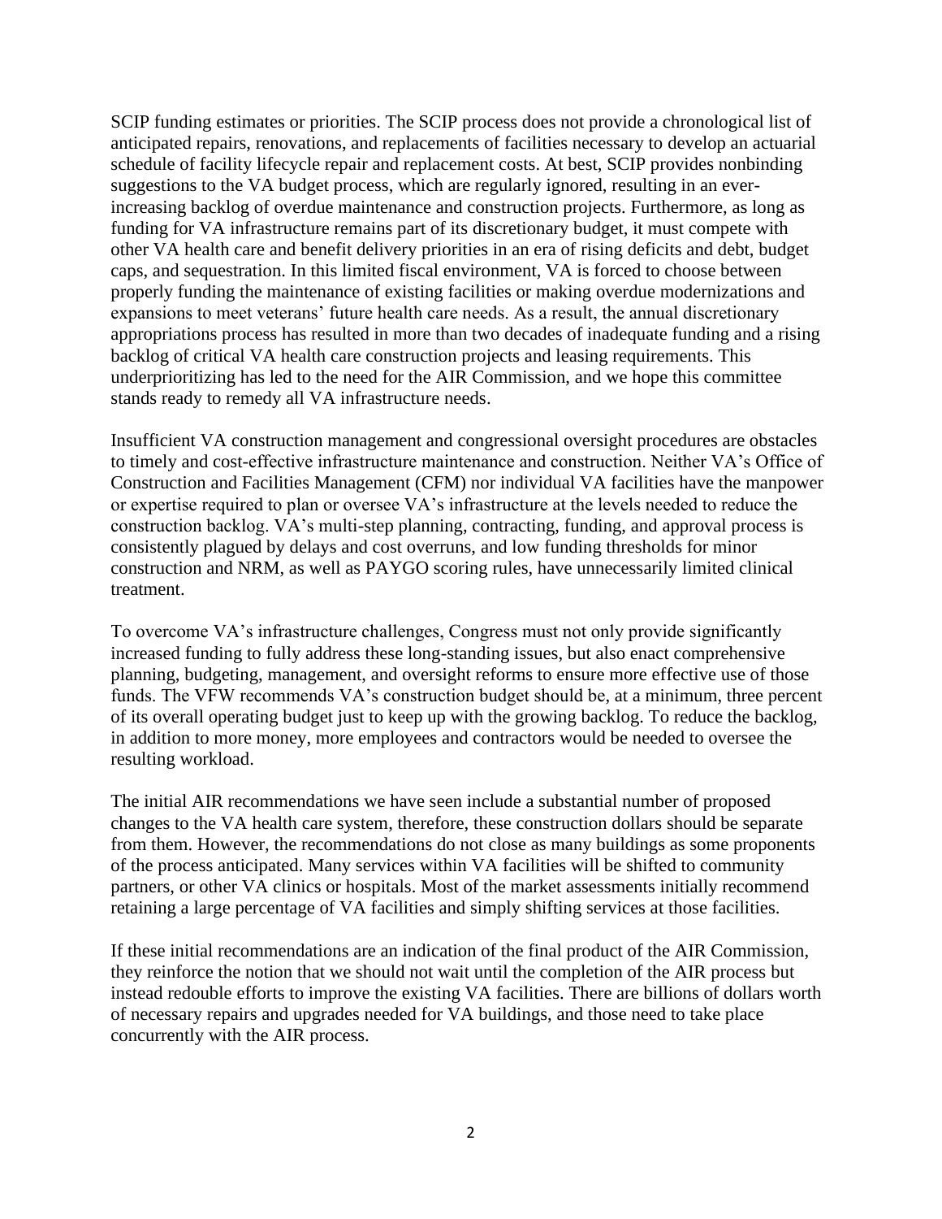SCIP funding estimates or priorities. The SCIP process does not provide a chronological list of anticipated repairs, renovations, and replacements of facilities necessary to develop an actuarial schedule of facility lifecycle repair and replacement costs. At best, SCIP provides nonbinding suggestions to the VA budget process, which are regularly ignored, resulting in an ever-increasing backlog of overdue maintenance and construction projects. Furthermore, as long as funding for VA infrastructure remains part of its discretionary budget, it must compete with other VA health care and benefit delivery priorities in an era of rising deficits and debt, budget caps, and sequestration. In this limited fiscal environment, VA is forced to choose between properly funding the maintenance of existing facilities or making overdue modernizations and expansions to meet veterans' future health care needs. As a result, the annual discretionary appropriations process has resulted in more than two decades of inadequate funding and a rising backlog of critical VA health care construction projects and leasing requirements. This underprioritizing has led to the need for the AIR Commission, and we hope this committee stands ready to remedy all VA infrastructure needs.

Insufficient VA construction management and congressional oversight procedures are obstacles to timely and cost-effective infrastructure maintenance and construction. Neither VA's Office of Construction and Facilities Management (CFM) nor individual VA facilities have the manpower or expertise required to plan or oversee VA's infrastructure at the levels needed to reduce the construction backlog. VA's multi-step planning, contracting, funding, and approval process is consistently plagued by delays and cost overruns, and low funding thresholds for minor construction and NRM, as well as PAYGO scoring rules, have unnecessarily limited clinical treatment.

To overcome VA's infrastructure challenges, Congress must not only provide significantly increased funding to fully address these long-standing issues, but also enact comprehensive planning, budgeting, management, and oversight reforms to ensure more effective use of those funds. The VFW recommends VA's construction budget should be, at a minimum, three percent of its overall operating budget just to keep up with the growing backlog. To reduce the backlog, in addition to more money, more employees and contractors would be needed to oversee the resulting workload.

The initial AIR recommendations we have seen include a substantial number of proposed changes to the VA health care system, therefore, these construction dollars should be separate from them. However, the recommendations do not close as many buildings as some proponents of the process anticipated. Many services within VA facilities will be shifted to community partners, or other VA clinics or hospitals. Most of the market assessments initially recommend retaining a large percentage of VA facilities and simply shifting services at those facilities.

If these initial recommendations are an indication of the final product of the AIR Commission, they reinforce the notion that we should not wait until the completion of the AIR process but instead redouble efforts to improve the existing VA facilities. There are billions of dollars worth of necessary repairs and upgrades needed for VA buildings, and those need to take place concurrently with the AIR process.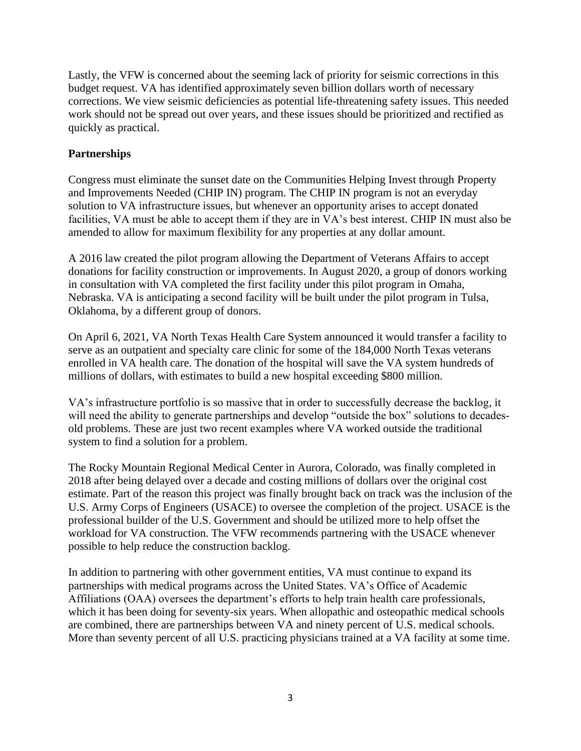Lastly, the VFW is concerned about the seeming lack of priority for seismic corrections in this budget request. VA has identified approximately seven billion dollars worth of necessary corrections. We view seismic deficiencies as potential life-threatening safety issues. This needed work should not be spread out over years, and these issues should be prioritized and rectified as quickly as practical.

**Partnerships**

Congress must eliminate the sunset date on the Communities Helping Invest through Property and Improvements Needed (CHIP IN) program. The CHIP IN program is not an everyday solution to VA infrastructure issues, but whenever an opportunity arises to accept donated facilities, VA must be able to accept them if they are in VA's best interest. CHIP IN must also be amended to allow for maximum flexibility for any properties at any dollar amount.

A 2016 law created the pilot program allowing the Department of Veterans Affairs to accept donations for facility construction or improvements. In August 2020, a group of donors working in consultation with VA completed the first facility under this pilot program in Omaha, Nebraska. VA is anticipating a second facility will be built under the pilot program in Tulsa, Oklahoma, by a different group of donors.

On April 6, 2021, VA North Texas Health Care System announced it would transfer a facility to serve as an outpatient and specialty care clinic for some of the 184,000 North Texas veterans enrolled in VA health care. The donation of the hospital will save the VA system hundreds of millions of dollars, with estimates to build a new hospital exceeding $800 million.

VA's infrastructure portfolio is so massive that in order to successfully decrease the backlog, it will need the ability to generate partnerships and develop "outside the box" solutions to decades-old problems. These are just two recent examples where VA worked outside the traditional system to find a solution for a problem.

The Rocky Mountain Regional Medical Center in Aurora, Colorado, was finally completed in 2018 after being delayed over a decade and costing millions of dollars over the original cost estimate. Part of the reason this project was finally brought back on track was the inclusion of the U.S. Army Corps of Engineers (USACE) to oversee the completion of the project. USACE is the professional builder of the U.S. Government and should be utilized more to help offset the workload for VA construction. The VFW recommends partnering with the USACE whenever possible to help reduce the construction backlog.

In addition to partnering with other government entities, VA must continue to expand its partnerships with medical programs across the United States. VA's Office of Academic Affiliations (OAA) oversees the department's efforts to help train health care professionals, which it has been doing for seventy-six years. When allopathic and osteopathic medical schools are combined, there are partnerships between VA and ninety percent of U.S. medical schools. More than seventy percent of all U.S. practicing physicians trained at a VA facility at some time.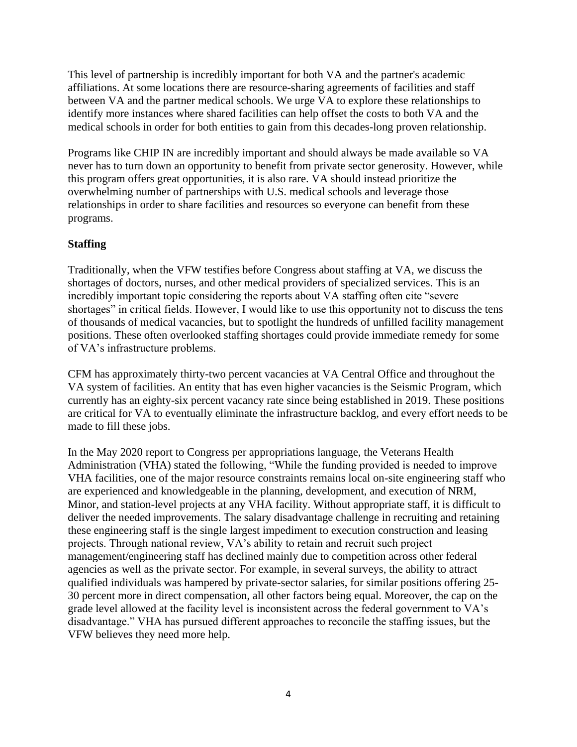This level of partnership is incredibly important for both VA and the partner's academic affiliations. At some locations there are resource-sharing agreements of facilities and staff between VA and the partner medical schools. We urge VA to explore these relationships to identify more instances where shared facilities can help offset the costs to both VA and the medical schools in order for both entities to gain from this decades-long proven relationship.

Programs like CHIP IN are incredibly important and should always be made available so VA never has to turn down an opportunity to benefit from private sector generosity. However, while this program offers great opportunities, it is also rare. VA should instead prioritize the overwhelming number of partnerships with U.S. medical schools and leverage those relationships in order to share facilities and resources so everyone can benefit from these programs.

**Staffing**

Traditionally, when the VFW testifies before Congress about staffing at VA, we discuss the shortages of doctors, nurses, and other medical providers of specialized services. This is an incredibly important topic considering the reports about VA staffing often cite "severe shortages" in critical fields. However, I would like to use this opportunity not to discuss the tens of thousands of medical vacancies, but to spotlight the hundreds of unfilled facility management positions. These often overlooked staffing shortages could provide immediate remedy for some of VA's infrastructure problems.

CFM has approximately thirty-two percent vacancies at VA Central Office and throughout the VA system of facilities. An entity that has even higher vacancies is the Seismic Program, which currently has an eighty-six percent vacancy rate since being established in 2019. These positions are critical for VA to eventually eliminate the infrastructure backlog, and every effort needs to be made to fill these jobs.

In the May 2020 report to Congress per appropriations language, the Veterans Health Administration (VHA) stated the following, "While the funding provided is needed to improve VHA facilities, one of the major resource constraints remains local on-site engineering staff who are experienced and knowledgeable in the planning, development, and execution of NRM, Minor, and station-level projects at any VHA facility. Without appropriate staff, it is difficult to deliver the needed improvements. The salary disadvantage challenge in recruiting and retaining these engineering staff is the single largest impediment to execution construction and leasing projects. Through national review, VA's ability to retain and recruit such project management/engineering staff has declined mainly due to competition across other federal agencies as well as the private sector. For example, in several surveys, the ability to attract qualified individuals was hampered by private-sector salaries, for similar positions offering 25-30 percent more in direct compensation, all other factors being equal. Moreover, the cap on the grade level allowed at the facility level is inconsistent across the federal government to VA's disadvantage." VHA has pursued different approaches to reconcile the staffing issues, but the VFW believes they need more help.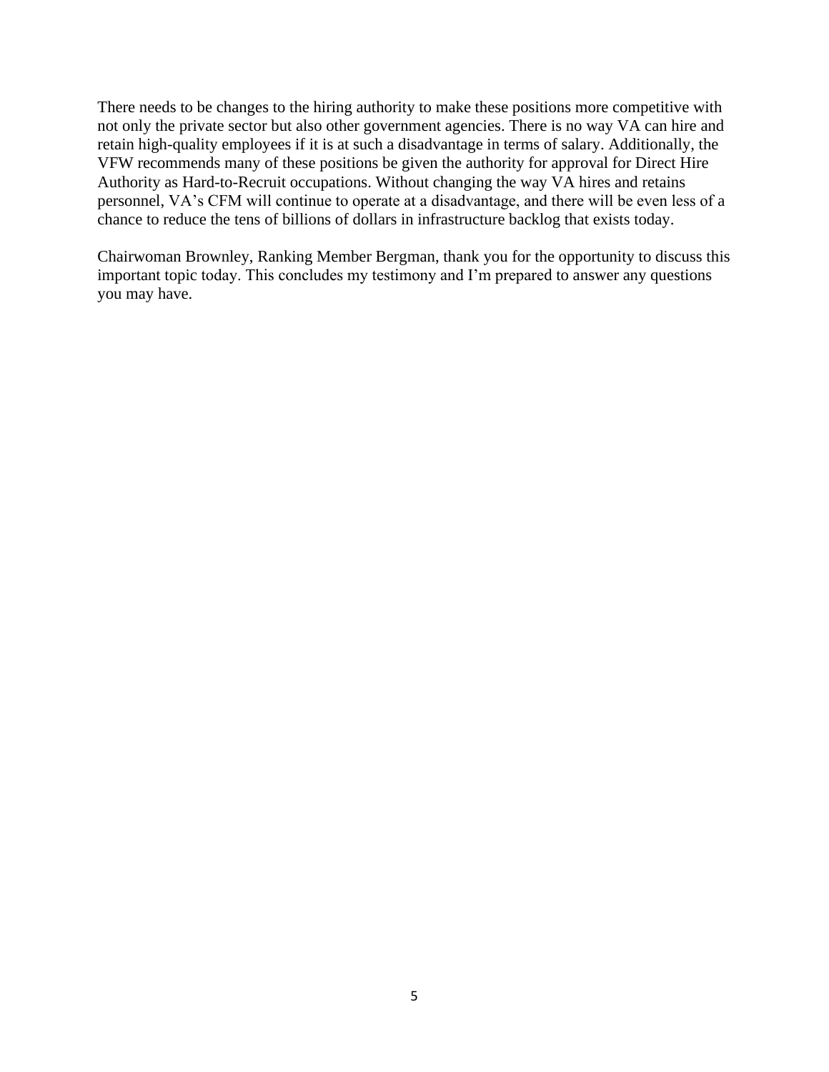There needs to be changes to the hiring authority to make these positions more competitive with not only the private sector but also other government agencies. There is no way VA can hire and retain high-quality employees if it is at such a disadvantage in terms of salary. Additionally, the VFW recommends many of these positions be given the authority for approval for Direct Hire Authority as Hard-to-Recruit occupations. Without changing the way VA hires and retains personnel, VA's CFM will continue to operate at a disadvantage, and there will be even less of a chance to reduce the tens of billions of dollars in infrastructure backlog that exists today.

Chairwoman Brownley, Ranking Member Bergman, thank you for the opportunity to discuss this important topic today. This concludes my testimony and I'm prepared to answer any questions you may have.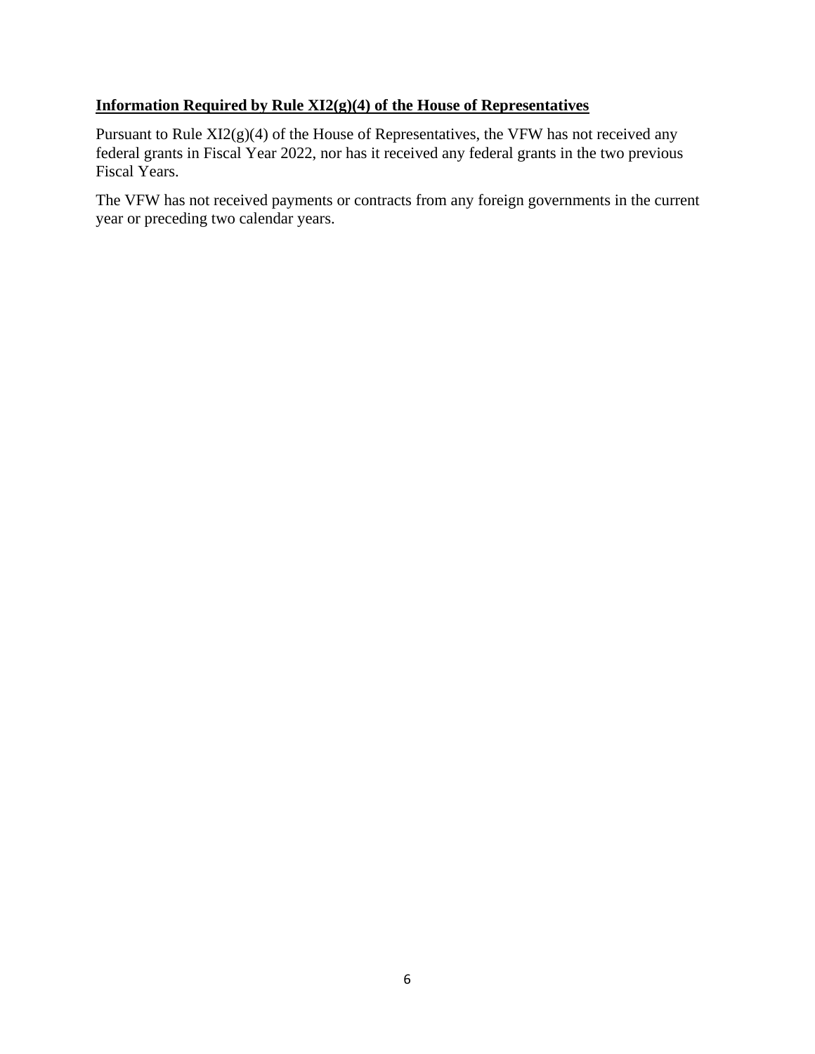**<u>Information Required by Rule XI2(g)(4) of the House of Representatives</u>**

Pursuant to Rule XI2(g)(4) of the House of Representatives, the VFW has not received any federal grants in Fiscal Year 2022, nor has it received any federal grants in the two previous Fiscal Years.

The VFW has not received payments or contracts from any foreign governments in the current year or preceding two calendar years.